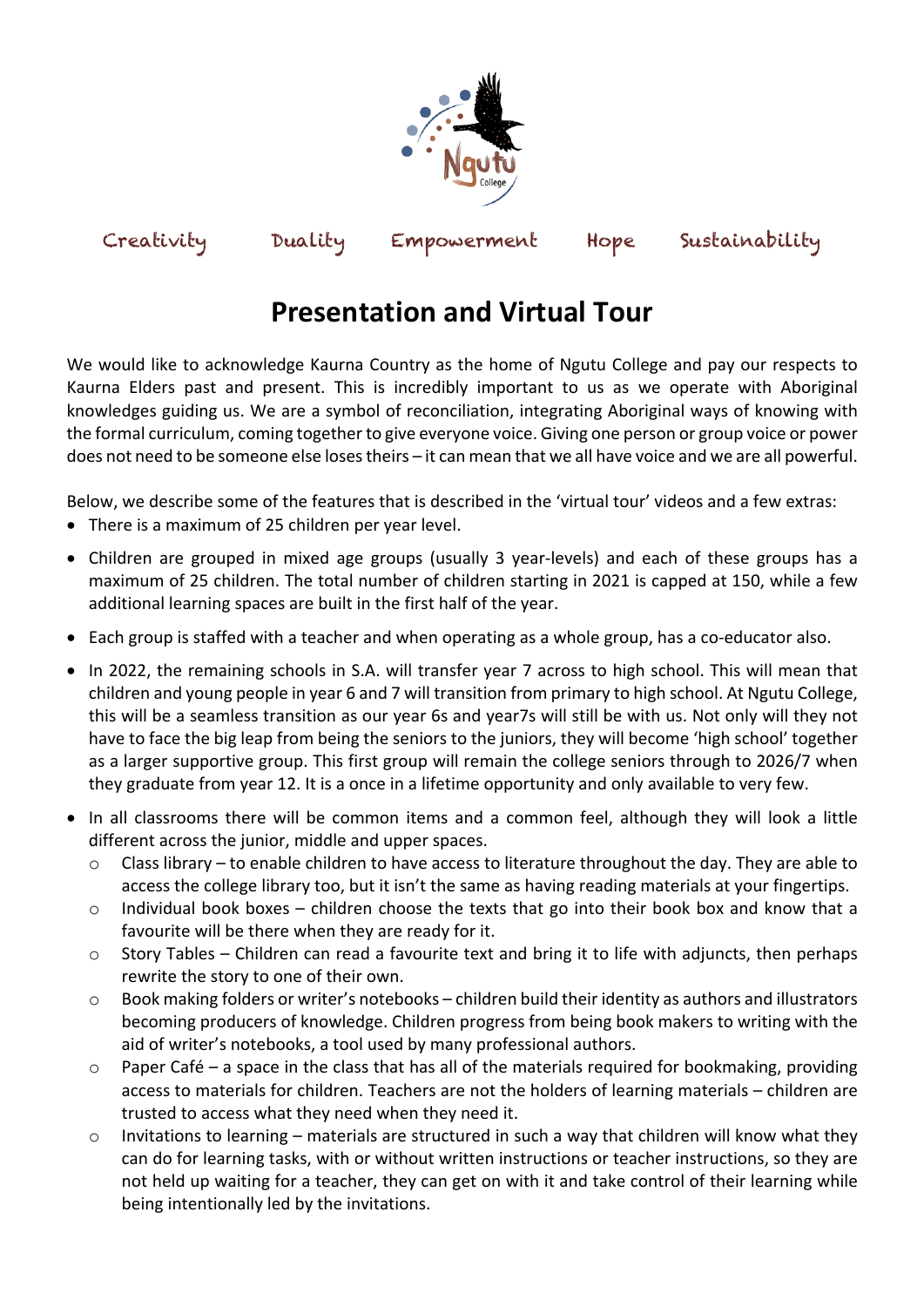Ngutu College

Creativity     Duality     Empowerment     Hope     Sustainability

# Presentation and Virtual Tour

We would like to acknowledge Kaurna Country as the home of Ngutu College and pay our respects to Kaurna Elders past and present. This is incredibly important to us as we operate with Aboriginal knowledges guiding us. We are a symbol of reconciliation, integrating Aboriginal ways of knowing with the formal curriculum, coming together to give everyone voice. Giving one person or group voice or power does not need to be someone else loses theirs – it can mean that we all have voice and we are all powerful.

Below, we describe some of the features that is described in the 'virtual tour' videos and a few extras:

- There is a maximum of 25 children per year level.
- Children are grouped in mixed age groups (usually 3 year-levels) and each of these groups has a maximum of 25 children. The total number of children starting in 2021 is capped at 150, while a few additional learning spaces are built in the first half of the year.
- Each group is staffed with a teacher and when operating as a whole group, has a co-educator also.
- In 2022, the remaining schools in S.A. will transfer year 7 across to high school. This will mean that children and young people in year 6 and 7 will transition from primary to high school. At Ngutu College, this will be a seamless transition as our year 6s and year7s will still be with us. Not only will they not have to face the big leap from being the seniors to the juniors, they will become 'high school' together as a larger supportive group. This first group will remain the college seniors through to 2026/7 when they graduate from year 12. It is a once in a lifetime opportunity and only available to very few.
- In all classrooms there will be common items and a common feel, although they will look a little different across the junior, middle and upper spaces.
  - Class library – to enable children to have access to literature throughout the day. They are able to access the college library too, but it isn't the same as having reading materials at your fingertips.
  - Individual book boxes – children choose the texts that go into their book box and know that a favourite will be there when they are ready for it.
  - Story Tables – Children can read a favourite text and bring it to life with adjuncts, then perhaps rewrite the story to one of their own.
  - Book making folders or writer's notebooks – children build their identity as authors and illustrators becoming producers of knowledge. Children progress from being book makers to writing with the aid of writer's notebooks, a tool used by many professional authors.
  - Paper Café – a space in the class that has all of the materials required for bookmaking, providing access to materials for children. Teachers are not the holders of learning materials – children are trusted to access what they need when they need it.
  - Invitations to learning – materials are structured in such a way that children will know what they can do for learning tasks, with or without written instructions or teacher instructions, so they are not held up waiting for a teacher, they can get on with it and take control of their learning while being intentionally led by the invitations.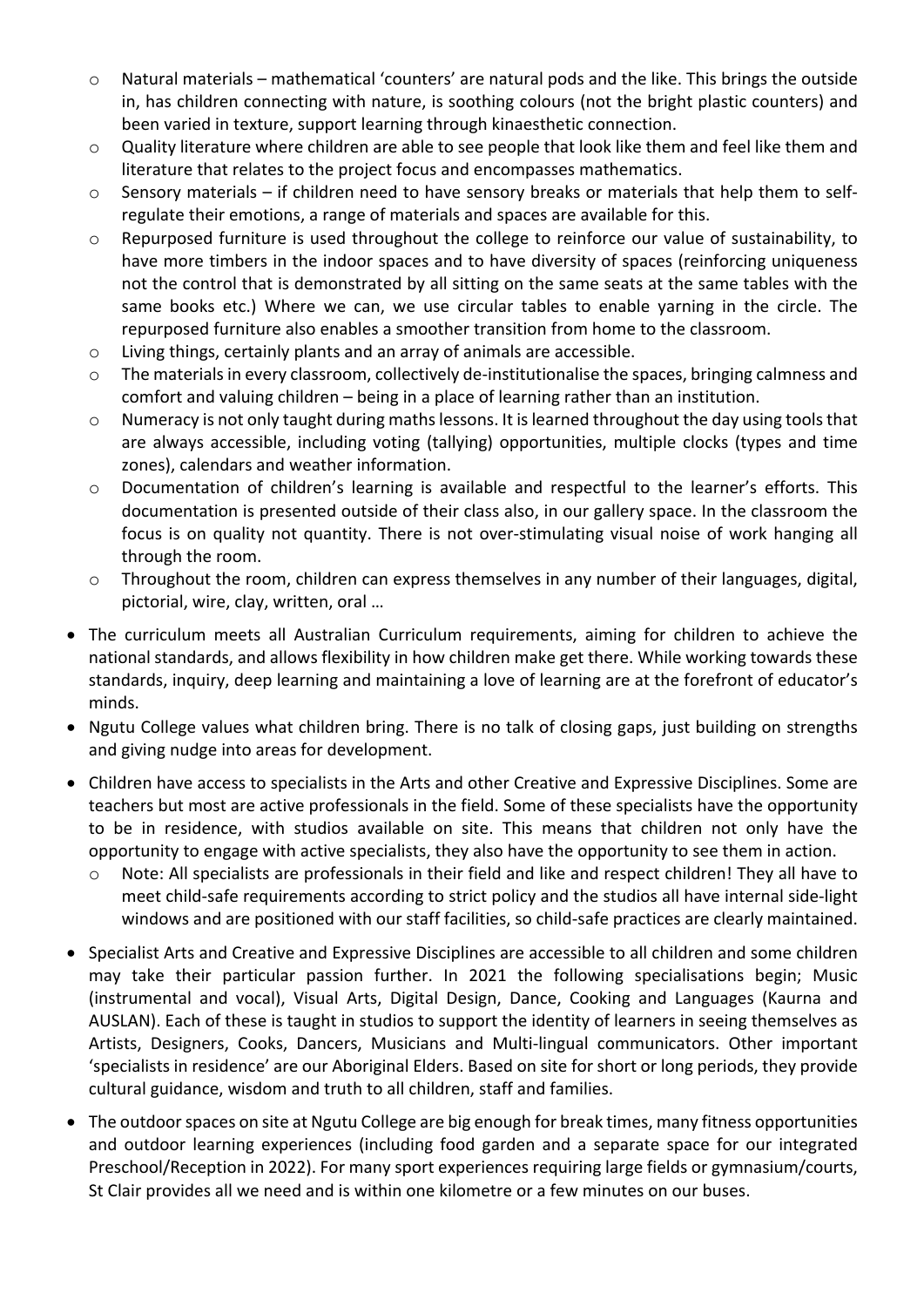- Natural materials – mathematical 'counters' are natural pods and the like. This brings the outside in, has children connecting with nature, is soothing colours (not the bright plastic counters) and been varied in texture, support learning through kinaesthetic connection.
  - Quality literature where children are able to see people that look like them and feel like them and literature that relates to the project focus and encompasses mathematics.
  - Sensory materials – if children need to have sensory breaks or materials that help them to self-regulate their emotions, a range of materials and spaces are available for this.
  - Repurposed furniture is used throughout the college to reinforce our value of sustainability, to have more timbers in the indoor spaces and to have diversity of spaces (reinforcing uniqueness not the control that is demonstrated by all sitting on the same seats at the same tables with the same books etc.) Where we can, we use circular tables to enable yarning in the circle. The repurposed furniture also enables a smoother transition from home to the classroom.
  - Living things, certainly plants and an array of animals are accessible.
  - The materials in every classroom, collectively de-institutionalise the spaces, bringing calmness and comfort and valuing children – being in a place of learning rather than an institution.
  - Numeracy is not only taught during maths lessons. It is learned throughout the day using tools that are always accessible, including voting (tallying) opportunities, multiple clocks (types and time zones), calendars and weather information.
  - Documentation of children's learning is available and respectful to the learner's efforts. This documentation is presented outside of their class also, in our gallery space. In the classroom the focus is on quality not quantity. There is not over-stimulating visual noise of work hanging all through the room.
  - Throughout the room, children can express themselves in any number of their languages, digital, pictorial, wire, clay, written, oral …

- The curriculum meets all Australian Curriculum requirements, aiming for children to achieve the national standards, and allows flexibility in how children make get there. While working towards these standards, inquiry, deep learning and maintaining a love of learning are at the forefront of educator's minds.
- Ngutu College values what children bring. There is no talk of closing gaps, just building on strengths and giving nudge into areas for development.
- Children have access to specialists in the Arts and other Creative and Expressive Disciplines. Some are teachers but most are active professionals in the field. Some of these specialists have the opportunity to be in residence, with studios available on site. This means that children not only have the opportunity to engage with active specialists, they also have the opportunity to see them in action.
  - Note: All specialists are professionals in their field and like and respect children! They all have to meet child-safe requirements according to strict policy and the studios all have internal side-light windows and are positioned with our staff facilities, so child-safe practices are clearly maintained.
- Specialist Arts and Creative and Expressive Disciplines are accessible to all children and some children may take their particular passion further. In 2021 the following specialisations begin; Music (instrumental and vocal), Visual Arts, Digital Design, Dance, Cooking and Languages (Kaurna and AUSLAN). Each of these is taught in studios to support the identity of learners in seeing themselves as Artists, Designers, Cooks, Dancers, Musicians and Multi-lingual communicators. Other important 'specialists in residence' are our Aboriginal Elders. Based on site for short or long periods, they provide cultural guidance, wisdom and truth to all children, staff and families.
- The outdoor spaces on site at Ngutu College are big enough for break times, many fitness opportunities and outdoor learning experiences (including food garden and a separate space for our integrated Preschool/Reception in 2022). For many sport experiences requiring large fields or gymnasium/courts, St Clair provides all we need and is within one kilometre or a few minutes on our buses.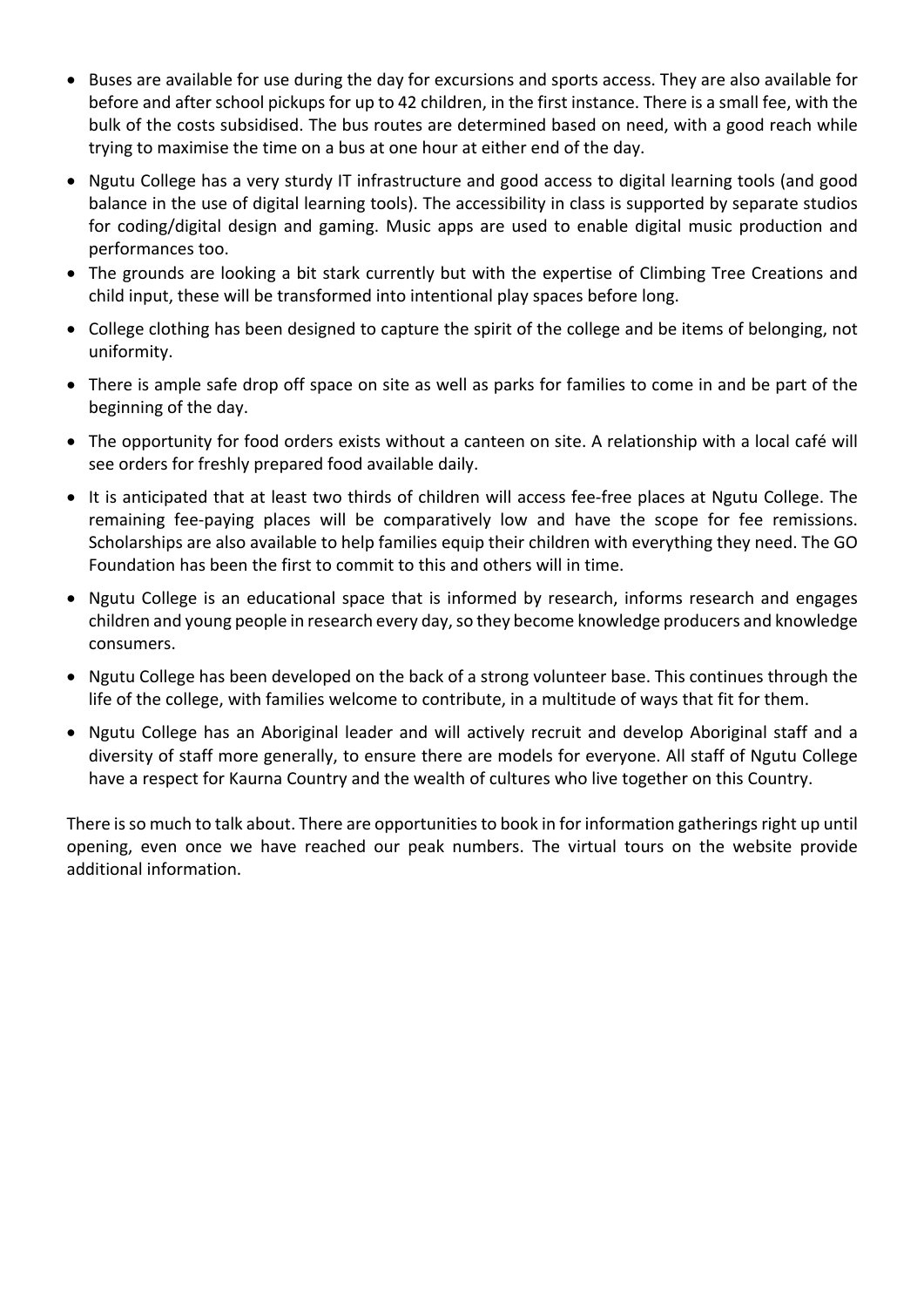- Buses are available for use during the day for excursions and sports access. They are also available for before and after school pickups for up to 42 children, in the first instance. There is a small fee, with the bulk of the costs subsidised. The bus routes are determined based on need, with a good reach while trying to maximise the time on a bus at one hour at either end of the day.
- Ngutu College has a very sturdy IT infrastructure and good access to digital learning tools (and good balance in the use of digital learning tools). The accessibility in class is supported by separate studios for coding/digital design and gaming. Music apps are used to enable digital music production and performances too.
- The grounds are looking a bit stark currently but with the expertise of Climbing Tree Creations and child input, these will be transformed into intentional play spaces before long.
- College clothing has been designed to capture the spirit of the college and be items of belonging, not uniformity.
- There is ample safe drop off space on site as well as parks for families to come in and be part of the beginning of the day.
- The opportunity for food orders exists without a canteen on site. A relationship with a local café will see orders for freshly prepared food available daily.
- It is anticipated that at least two thirds of children will access fee-free places at Ngutu College. The remaining fee-paying places will be comparatively low and have the scope for fee remissions. Scholarships are also available to help families equip their children with everything they need. The GO Foundation has been the first to commit to this and others will in time.
- Ngutu College is an educational space that is informed by research, informs research and engages children and young people in research every day, so they become knowledge producers and knowledge consumers.
- Ngutu College has been developed on the back of a strong volunteer base. This continues through the life of the college, with families welcome to contribute, in a multitude of ways that fit for them.
- Ngutu College has an Aboriginal leader and will actively recruit and develop Aboriginal staff and a diversity of staff more generally, to ensure there are models for everyone. All staff of Ngutu College have a respect for Kaurna Country and the wealth of cultures who live together on this Country.

There is so much to talk about. There are opportunities to book in for information gatherings right up until opening, even once we have reached our peak numbers. The virtual tours on the website provide additional information.